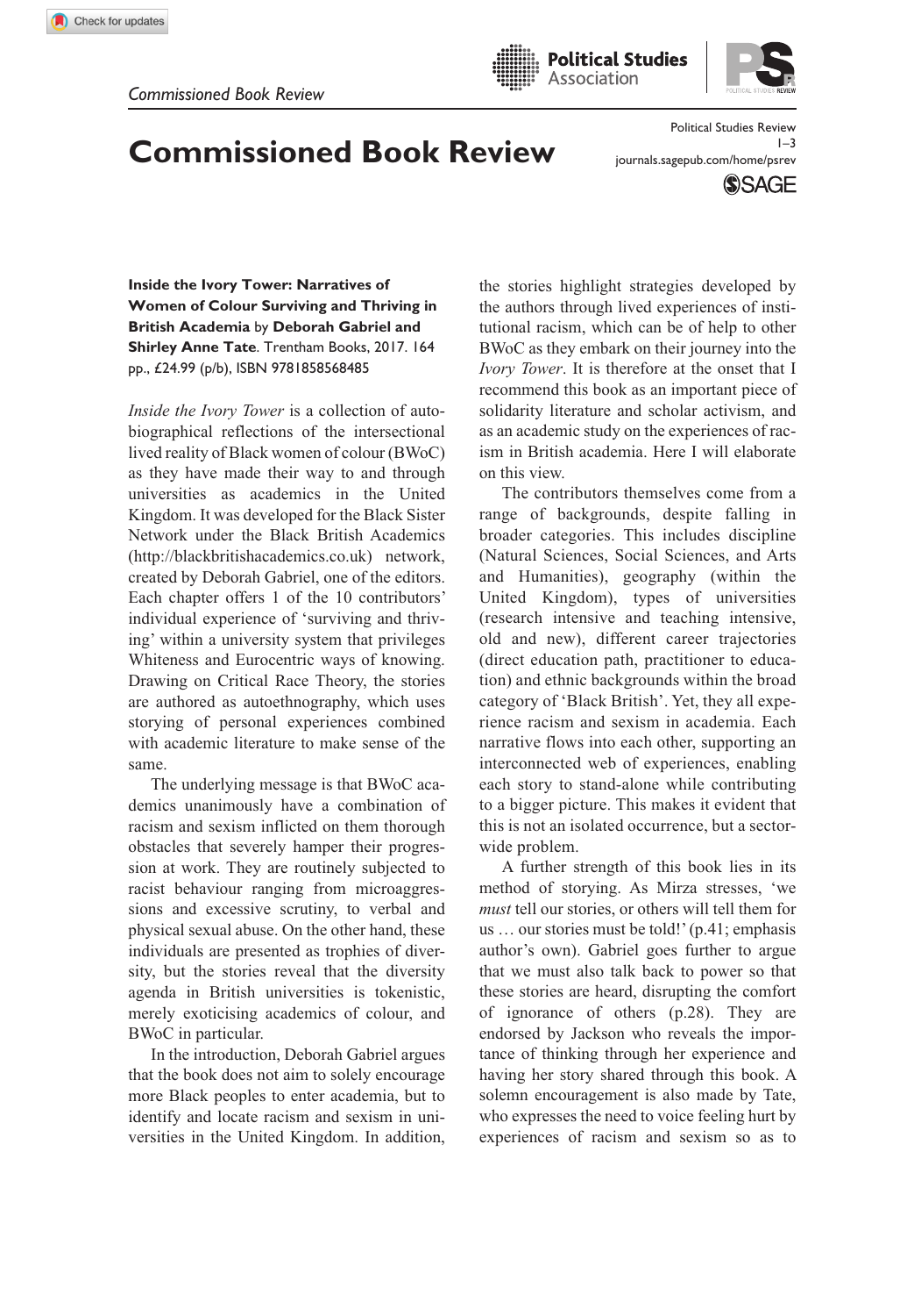# Commissioned Book Review

**Inside the Ivory Tower: Narratives of Women of Colour Surviving and Thriving in British Academia** by **Deborah Gabriel and Shirley Anne Tate**. Trentham Books, 2017. 164 pp., £24.99 (p/b), ISBN 9781858568485

*Inside the Ivory Tower* is a collection of autobiographical reflections of the intersectional lived reality of Black women of colour (BWoC) as they have made their way to and through universities as academics in the United Kingdom. It was developed for the Black Sister Network under the Black British Academics (http://blackbritishacademics.co.uk) network, created by Deborah Gabriel, one of the editors. Each chapter offers 1 of the 10 contributors' individual experience of 'surviving and thriving' within a university system that privileges Whiteness and Eurocentric ways of knowing. Drawing on Critical Race Theory, the stories are authored as autoethnography, which uses storying of personal experiences combined with academic literature to make sense of the same.

The underlying message is that BWoC academics unanimously have a combination of racism and sexism inflicted on them thorough obstacles that severely hamper their progression at work. They are routinely subjected to racist behaviour ranging from microaggressions and excessive scrutiny, to verbal and physical sexual abuse. On the other hand, these individuals are presented as trophies of diversity, but the stories reveal that the diversity agenda in British universities is tokenistic, merely exoticising academics of colour, and BWoC in particular.

In the introduction, Deborah Gabriel argues that the book does not aim to solely encourage more Black peoples to enter academia, but to identify and locate racism and sexism in universities in the United Kingdom. In addition, the stories highlight strategies developed by the authors through lived experiences of institutional racism, which can be of help to other BWoC as they embark on their journey into the *Ivory Tower*. It is therefore at the onset that I recommend this book as an important piece of solidarity literature and scholar activism, and as an academic study on the experiences of racism in British academia. Here I will elaborate on this view.

The contributors themselves come from a range of backgrounds, despite falling in broader categories. This includes discipline (Natural Sciences, Social Sciences, and Arts and Humanities), geography (within the United Kingdom), types of universities (research intensive and teaching intensive, old and new), different career trajectories (direct education path, practitioner to education) and ethnic backgrounds within the broad category of 'Black British'. Yet, they all experience racism and sexism in academia. Each narrative flows into each other, supporting an interconnected web of experiences, enabling each story to stand-alone while contributing to a bigger picture. This makes it evident that this is not an isolated occurrence, but a sector-wide problem.

A further strength of this book lies in its method of storying. As Mirza stresses, 'we *must* tell our stories, or others will tell them for us … our stories must be told!' (p.41; emphasis author's own). Gabriel goes further to argue that we must also talk back to power so that these stories are heard, disrupting the comfort of ignorance of others (p.28). They are endorsed by Jackson who reveals the importance of thinking through her experience and having her story shared through this book. A solemn encouragement is also made by Tate, who expresses the need to voice feeling hurt by experiences of racism and sexism so as to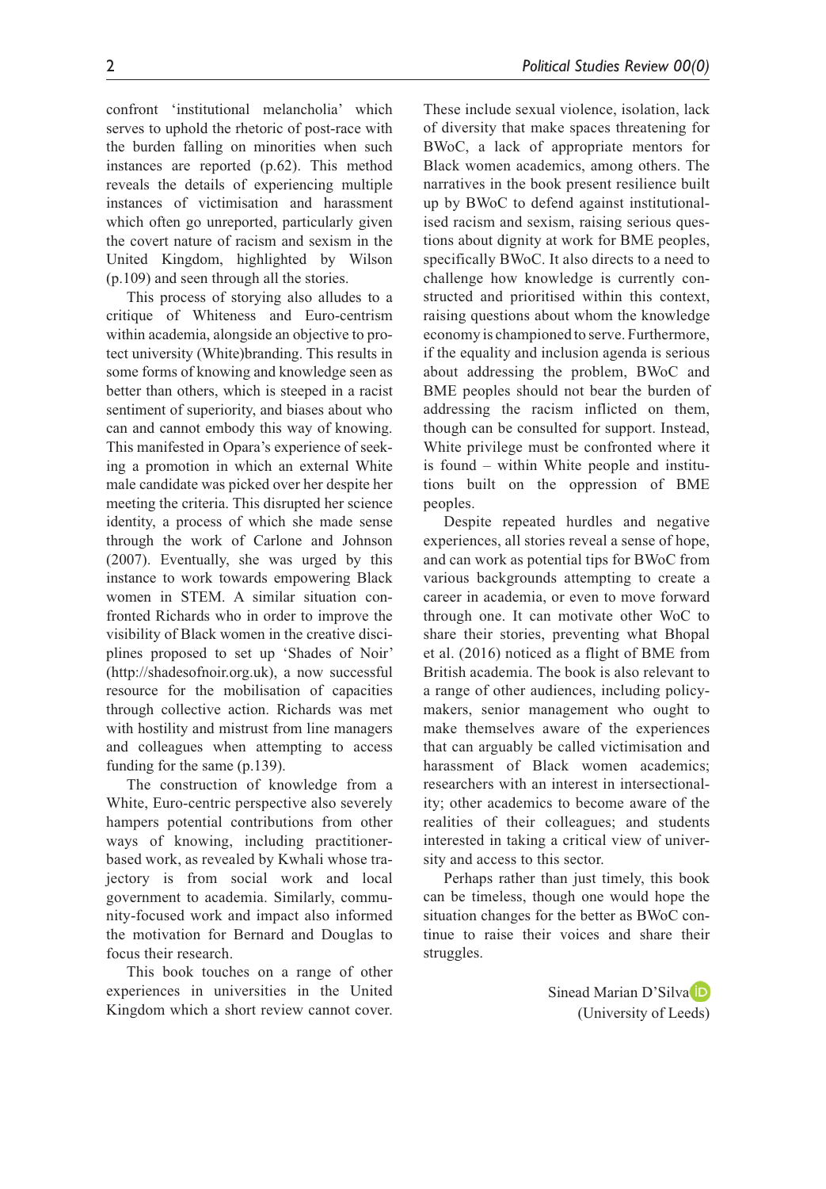confront 'institutional melancholia' which serves to uphold the rhetoric of post-race with the burden falling on minorities when such instances are reported (p.62). This method reveals the details of experiencing multiple instances of victimisation and harassment which often go unreported, particularly given the covert nature of racism and sexism in the United Kingdom, highlighted by Wilson (p.109) and seen through all the stories.

This process of storying also alludes to a critique of Whiteness and Euro-centrism within academia, alongside an objective to protect university (White)branding. This results in some forms of knowing and knowledge seen as better than others, which is steeped in a racist sentiment of superiority, and biases about who can and cannot embody this way of knowing. This manifested in Opara's experience of seeking a promotion in which an external White male candidate was picked over her despite her meeting the criteria. This disrupted her science identity, a process of which she made sense through the work of Carlone and Johnson (2007). Eventually, she was urged by this instance to work towards empowering Black women in STEM. A similar situation confronted Richards who in order to improve the visibility of Black women in the creative disciplines proposed to set up 'Shades of Noir' (http://shadesofnoir.org.uk), a now successful resource for the mobilisation of capacities through collective action. Richards was met with hostility and mistrust from line managers and colleagues when attempting to access funding for the same (p.139).

The construction of knowledge from a White, Euro-centric perspective also severely hampers potential contributions from other ways of knowing, including practitioner-based work, as revealed by Kwhali whose trajectory is from social work and local government to academia. Similarly, community-focused work and impact also informed the motivation for Bernard and Douglas to focus their research.

This book touches on a range of other experiences in universities in the United Kingdom which a short review cannot cover. These include sexual violence, isolation, lack of diversity that make spaces threatening for BWoC, a lack of appropriate mentors for Black women academics, among others. The narratives in the book present resilience built up by BWoC to defend against institutionalised racism and sexism, raising serious questions about dignity at work for BME peoples, specifically BWoC. It also directs to a need to challenge how knowledge is currently constructed and prioritised within this context, raising questions about whom the knowledge economy is championed to serve. Furthermore, if the equality and inclusion agenda is serious about addressing the problem, BWoC and BME peoples should not bear the burden of addressing the racism inflicted on them, though can be consulted for support. Instead, White privilege must be confronted where it is found – within White people and institutions built on the oppression of BME peoples.

Despite repeated hurdles and negative experiences, all stories reveal a sense of hope, and can work as potential tips for BWoC from various backgrounds attempting to create a career in academia, or even to move forward through one. It can motivate other WoC to share their stories, preventing what Bhopal et al. (2016) noticed as a flight of BME from British academia. The book is also relevant to a range of other audiences, including policymakers, senior management who ought to make themselves aware of the experiences that can arguably be called victimisation and harassment of Black women academics; researchers with an interest in intersectionality; other academics to become aware of the realities of their colleagues; and students interested in taking a critical view of university and access to this sector.

Perhaps rather than just timely, this book can be timeless, though one would hope the situation changes for the better as BWoC continue to raise their voices and share their struggles.

Sinead Marian D'Silva
(University of Leeds)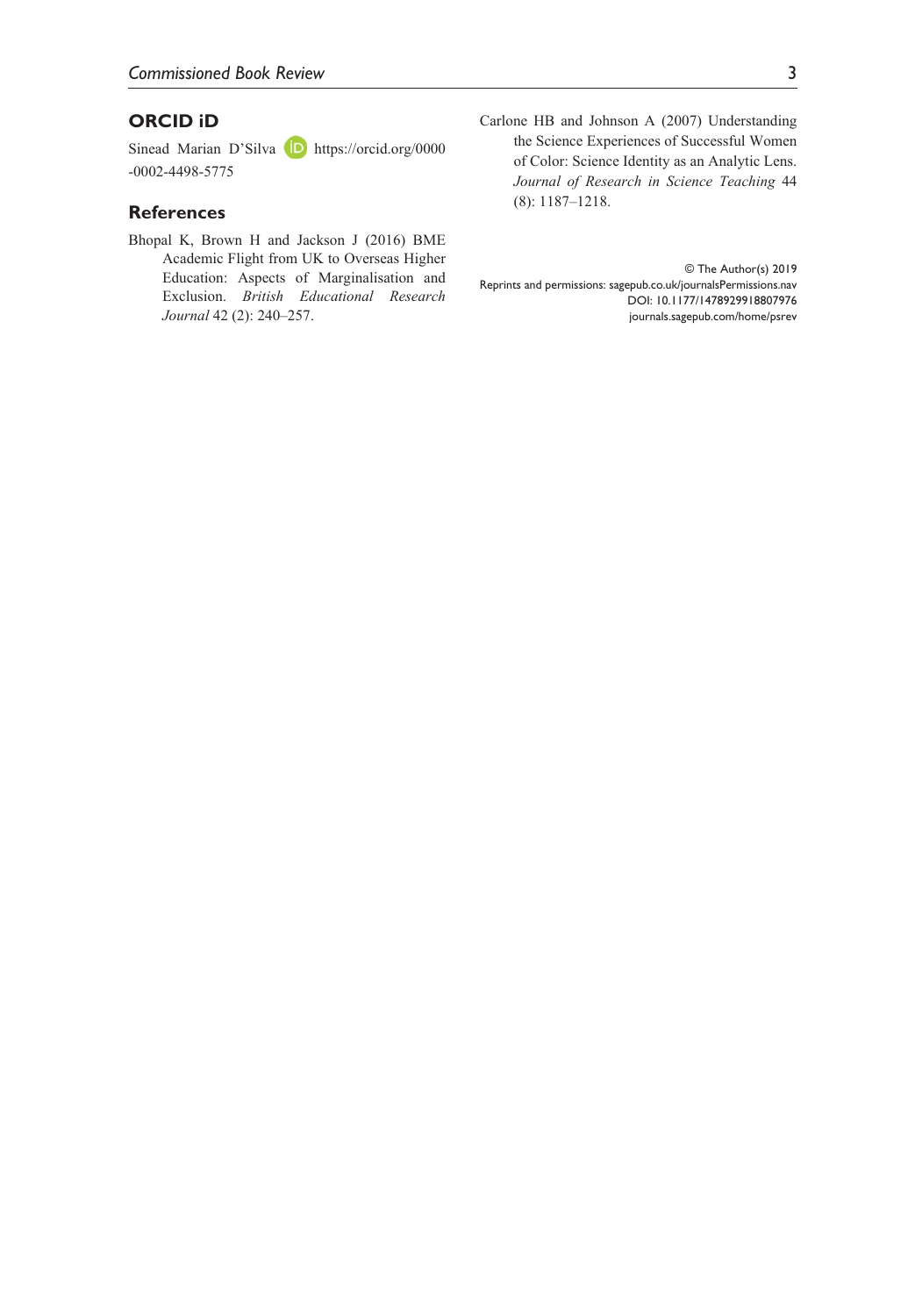## ORCID iD

Sinead Marian D'Silva https://orcid.org/0000-0002-4498-5775

## References

Bhopal K, Brown H and Jackson J (2016) BME Academic Flight from UK to Overseas Higher Education: Aspects of Marginalisation and Exclusion. *British Educational Research Journal* 42 (2): 240–257.

Carlone HB and Johnson A (2007) Understanding the Science Experiences of Successful Women of Color: Science Identity as an Analytic Lens. *Journal of Research in Science Teaching* 44 (8): 1187–1218.

© The Author(s) 2019
Reprints and permissions: sagepub.co.uk/journalsPermissions.nav
DOI: 10.1177/1478929918807976
journals.sagepub.com/home/psrev